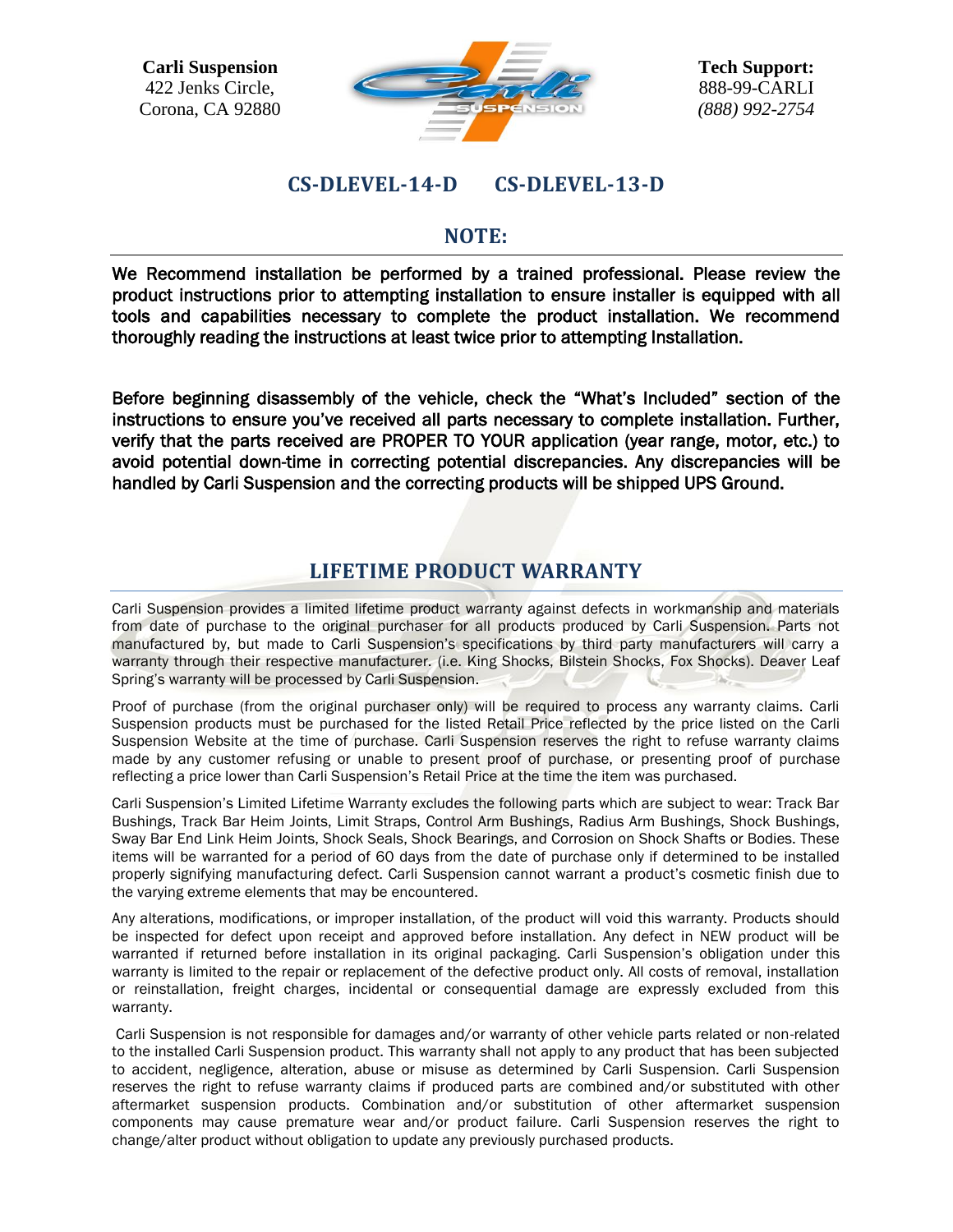**Carli Suspension**
422 Jenks Circle,
Corona, CA 92880

**Tech Support:**
888-99-CARLI
*(888) 992-2754*

# CS-DLEVEL-14-D CS-DLEVEL-13-D

## NOTE:

**We Recommend installation be performed by a trained professional. Please review the product instructions prior to attempting installation to ensure installer is equipped with all tools and capabilities necessary to complete the product installation. We recommend thoroughly reading the instructions at least twice prior to attempting Installation.**

**Before beginning disassembly of the vehicle, check the "What's Included" section of the instructions to ensure you've received all parts necessary to complete installation. Further, verify that the parts received are PROPER TO YOUR application (year range, motor, etc.) to avoid potential down-time in correcting potential discrepancies. Any discrepancies will be handled by Carli Suspension and the correcting products will be shipped UPS Ground.**

## LIFETIME PRODUCT WARRANTY

Carli Suspension provides a limited lifetime product warranty against defects in workmanship and materials from date of purchase to the original purchaser for all products produced by Carli Suspension. Parts not manufactured by, but made to Carli Suspension's specifications by third party manufacturers will carry a warranty through their respective manufacturer. (i.e. King Shocks, Bilstein Shocks, Fox Shocks). Deaver Leaf Spring's warranty will be processed by Carli Suspension.

Proof of purchase (from the original purchaser only) will be required to process any warranty claims. Carli Suspension products must be purchased for the listed Retail Price reflected by the price listed on the Carli Suspension Website at the time of purchase. Carli Suspension reserves the right to refuse warranty claims made by any customer refusing or unable to present proof of purchase, or presenting proof of purchase reflecting a price lower than Carli Suspension's Retail Price at the time the item was purchased.

Carli Suspension's Limited Lifetime Warranty excludes the following parts which are subject to wear: Track Bar Bushings, Track Bar Heim Joints, Limit Straps, Control Arm Bushings, Radius Arm Bushings, Shock Bushings, Sway Bar End Link Heim Joints, Shock Seals, Shock Bearings, and Corrosion on Shock Shafts or Bodies. These items will be warranted for a period of 60 days from the date of purchase only if determined to be installed properly signifying manufacturing defect. Carli Suspension cannot warrant a product's cosmetic finish due to the varying extreme elements that may be encountered.

Any alterations, modifications, or improper installation, of the product will void this warranty. Products should be inspected for defect upon receipt and approved before installation. Any defect in NEW product will be warranted if returned before installation in its original packaging. Carli Suspension's obligation under this warranty is limited to the repair or replacement of the defective product only. All costs of removal, installation or reinstallation, freight charges, incidental or consequential damage are expressly excluded from this warranty.

Carli Suspension is not responsible for damages and/or warranty of other vehicle parts related or non-related to the installed Carli Suspension product. This warranty shall not apply to any product that has been subjected to accident, negligence, alteration, abuse or misuse as determined by Carli Suspension. Carli Suspension reserves the right to refuse warranty claims if produced parts are combined and/or substituted with other aftermarket suspension products. Combination and/or substitution of other aftermarket suspension components may cause premature wear and/or product failure. Carli Suspension reserves the right to change/alter product without obligation to update any previously purchased products.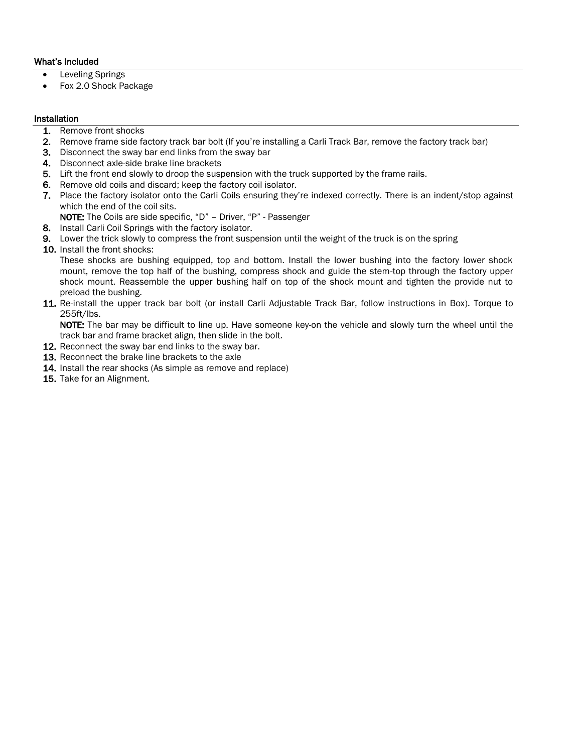**What's Included**

- Leveling Springs
- Fox 2.0 Shock Package

**Installation**

1. Remove front shocks
2. Remove frame side factory track bar bolt (If you're installing a Carli Track Bar, remove the factory track bar)
3. Disconnect the sway bar end links from the sway bar
4. Disconnect axle-side brake line brackets
5. Lift the front end slowly to droop the suspension with the truck supported by the frame rails.
6. Remove old coils and discard; keep the factory coil isolator.
7. Place the factory isolator onto the Carli Coils ensuring they're indexed correctly. There is an indent/stop against which the end of the coil sits.
   **NOTE:** The Coils are side specific, "D" – Driver, "P" - Passenger
8. Install Carli Coil Springs with the factory isolator.
9. Lower the trick slowly to compress the front suspension until the weight of the truck is on the spring
10. Install the front shocks:
    These shocks are bushing equipped, top and bottom. Install the lower bushing into the factory lower shock mount, remove the top half of the bushing, compress shock and guide the stem-top through the factory upper shock mount. Reassemble the upper bushing half on top of the shock mount and tighten the provide nut to preload the bushing.
11. Re-install the upper track bar bolt (or install Carli Adjustable Track Bar, follow instructions in Box). Torque to 255ft/lbs.
    **NOTE:** The bar may be difficult to line up. Have someone key-on the vehicle and slowly turn the wheel until the track bar and frame bracket align, then slide in the bolt.
12. Reconnect the sway bar end links to the sway bar.
13. Reconnect the brake line brackets to the axle
14. Install the rear shocks (As simple as remove and replace)
15. Take for an Alignment.